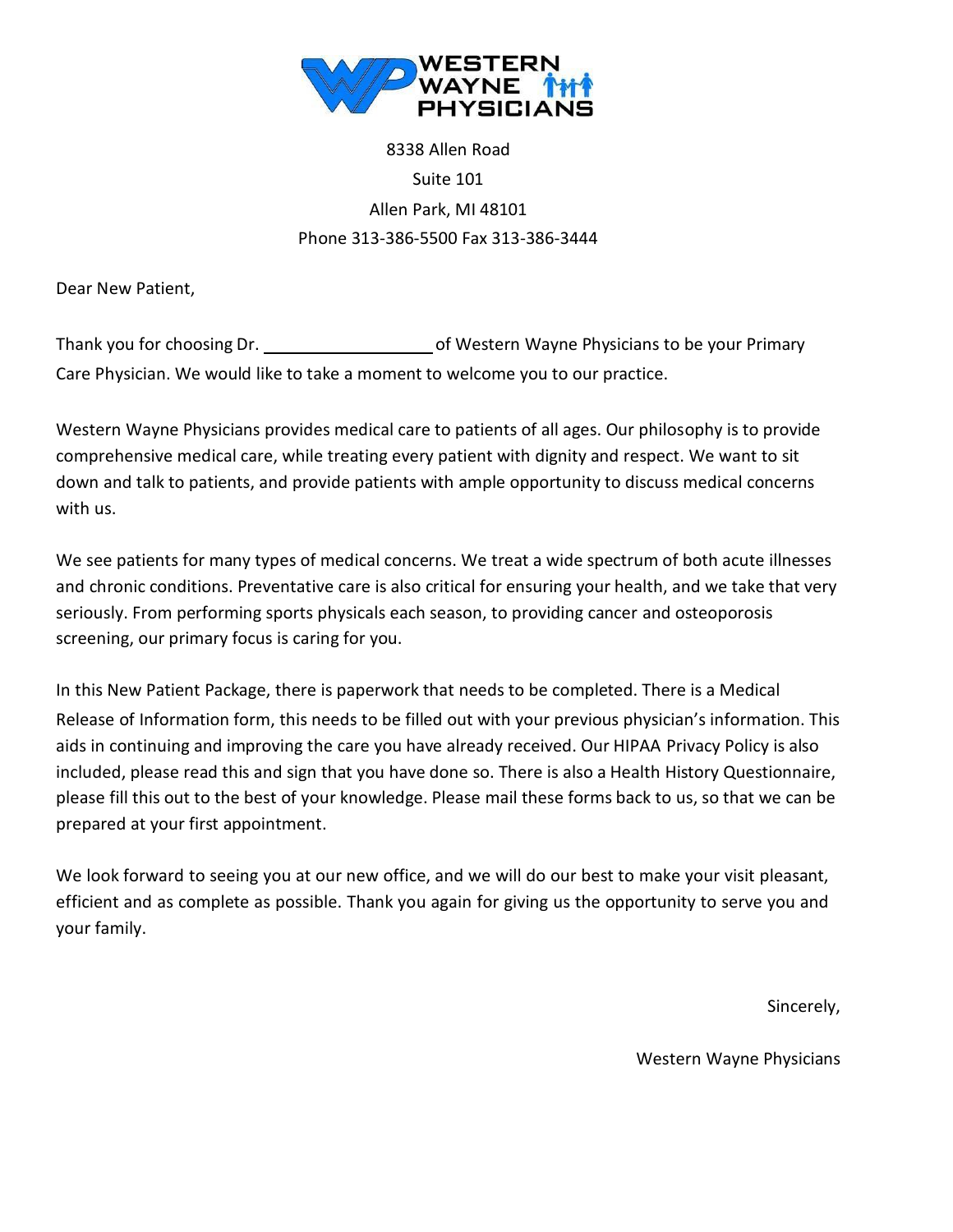**WESTERN WAYNE PHYSICIANS**

8338 Allen Road
Suite 101
Allen Park, MI 48101
Phone 313-386-5500 Fax 313-386-3444

Dear New Patient,

Thank you for choosing Dr. ________________ of Western Wayne Physicians to be your Primary Care Physician. We would like to take a moment to welcome you to our practice.

Western Wayne Physicians provides medical care to patients of all ages. Our philosophy is to provide comprehensive medical care, while treating every patient with dignity and respect. We want to sit down and talk to patients, and provide patients with ample opportunity to discuss medical concerns with us.

We see patients for many types of medical concerns. We treat a wide spectrum of both acute illnesses and chronic conditions. Preventative care is also critical for ensuring your health, and we take that very seriously. From performing sports physicals each season, to providing cancer and osteoporosis screening, our primary focus is caring for you.

In this New Patient Package, there is paperwork that needs to be completed. There is a Medical Release of Information form, this needs to be filled out with your previous physician's information. This aids in continuing and improving the care you have already received. Our HIPAA Privacy Policy is also included, please read this and sign that you have done so. There is also a Health History Questionnaire, please fill this out to the best of your knowledge. Please mail these forms back to us, so that we can be prepared at your first appointment.

We look forward to seeing you at our new office, and we will do our best to make your visit pleasant, efficient and as complete as possible. Thank you again for giving us the opportunity to serve you and your family.

Sincerely,

Western Wayne Physicians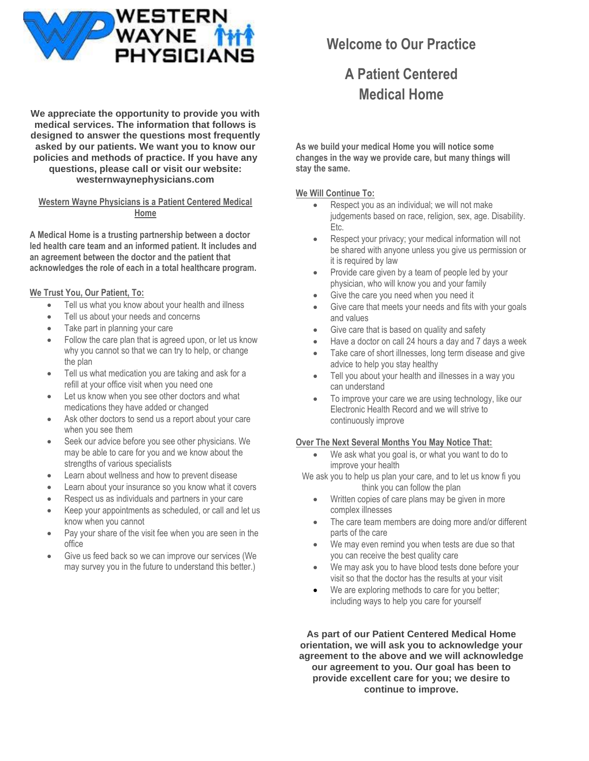WESTERN WAYNE PHYSICIANS

# Welcome to Our Practice

## A Patient Centered Medical Home

**We appreciate the opportunity to provide you with medical services. The information that follows is designed to answer the questions most frequently asked by our patients. We want you to know our policies and methods of practice. If you have any questions, please call or visit our website: westernwaynephysicians.com**

**Western Wayne Physicians is a Patient Centered Medical Home**

**A Medical Home is a trusting partnership between a doctor led health care team and an informed patient. It includes and an agreement between the doctor and the patient that acknowledges the role of each in a total healthcare program.**

**We Trust You, Our Patient, To:**

- Tell us what you know about your health and illness
- Tell us about your needs and concerns
- Take part in planning your care
- Follow the care plan that is agreed upon, or let us know why you cannot so that we can try to help, or change the plan
- Tell us what medication you are taking and ask for a refill at your office visit when you need one
- Let us know when you see other doctors and what medications they have added or changed
- Ask other doctors to send us a report about your care when you see them
- Seek our advice before you see other physicians. We may be able to care for you and we know about the strengths of various specialists
- Learn about wellness and how to prevent disease
- Learn about your insurance so you know what it covers
- Respect us as individuals and partners in your care
- Keep your appointments as scheduled, or call and let us know when you cannot
- Pay your share of the visit fee when you are seen in the office
- Give us feed back so we can improve our services (We may survey you in the future to understand this better.)

**As we build your medical Home you will notice some changes in the way we provide care, but many things will stay the same.**

**We Will Continue To:**

- Respect you as an individual; we will not make judgements based on race, religion, sex, age. Disability. Etc.
- Respect your privacy; your medical information will not be shared with anyone unless you give us permission or it is required by law
- Provide care given by a team of people led by your physician, who will know you and your family
- Give the care you need when you need it
- Give care that meets your needs and fits with your goals and values
- Give care that is based on quality and safety
- Have a doctor on call 24 hours a day and 7 days a week
- Take care of short illnesses, long term disease and give advice to help you stay healthy
- Tell you about your health and illnesses in a way you can understand
- To improve your care we are using technology, like our Electronic Health Record and we will strive to continuously improve

**Over The Next Several Months You May Notice That:**

- We ask what you goal is, or what you want to do to improve your health

We ask you to help us plan your care, and to let us know fi you think you can follow the plan

- Written copies of care plans may be given in more complex illnesses
- The care team members are doing more and/or different parts of the care
- We may even remind you when tests are due so that you can receive the best quality care
- We may ask you to have blood tests done before your visit so that the doctor has the results at your visit
- We are exploring methods to care for you better; including ways to help you care for yourself

**As part of our Patient Centered Medical Home orientation, we will ask you to acknowledge your agreement to the above and we will acknowledge our agreement to you. Our goal has been to provide excellent care for you; we desire to continue to improve.**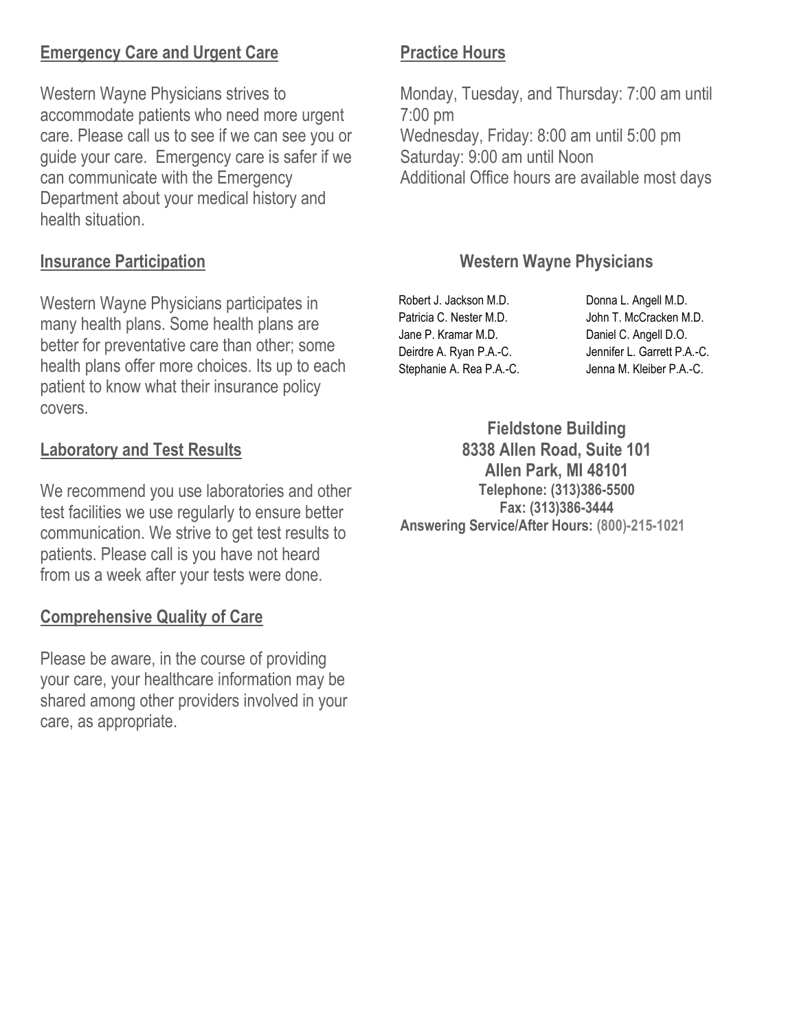## Emergency Care and Urgent Care

Western Wayne Physicians strives to accommodate patients who need more urgent care. Please call us to see if we can see you or guide your care. Emergency care is safer if we can communicate with the Emergency Department about your medical history and health situation.

## Insurance Participation

Western Wayne Physicians participates in many health plans. Some health plans are better for preventative care than other; some health plans offer more choices. Its up to each patient to know what their insurance policy covers.

## Laboratory and Test Results

We recommend you use laboratories and other test facilities we use regularly to ensure better communication. We strive to get test results to patients. Please call is you have not heard from us a week after your tests were done.

## Comprehensive Quality of Care

Please be aware, in the course of providing your care, your healthcare information may be shared among other providers involved in your care, as appropriate.

## Practice Hours

Monday, Tuesday, and Thursday: 7:00 am until 7:00 pm
Wednesday, Friday: 8:00 am until 5:00 pm
Saturday: 9:00 am until Noon
Additional Office hours are available most days

## Western Wayne Physicians

Robert J. Jackson M.D.
Patricia C. Nester M.D.
Jane P. Kramar M.D.
Deirdre A. Ryan P.A.-C.
Stephanie A. Rea P.A.-C.
Donna L. Angell M.D.
John T. McCracken M.D.
Daniel C. Angell D.O.
Jennifer L. Garrett P.A.-C.
Jenna M. Kleiber P.A.-C.

**Fieldstone Building**
**8338 Allen Road, Suite 101**
**Allen Park, MI 48101**
**Telephone: (313)386-5500**
**Fax: (313)386-3444**
**Answering Service/After Hours: (800)-215-1021**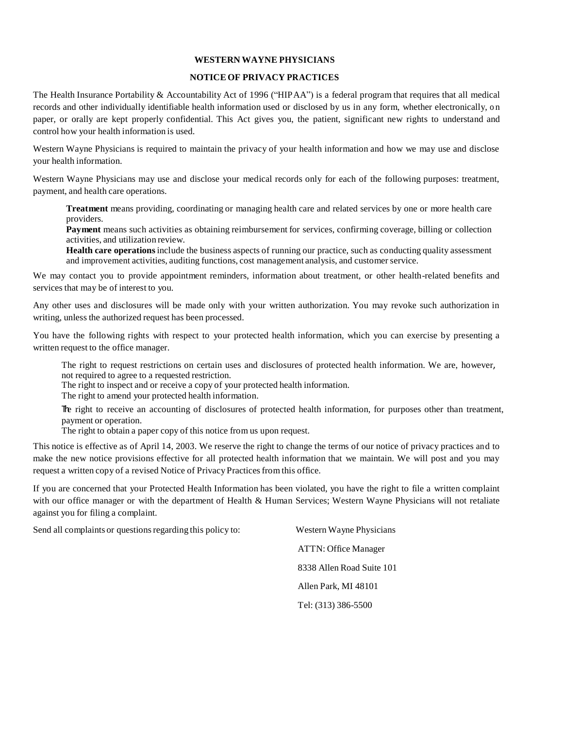**WESTERN WAYNE PHYSICIANS**

**NOTICE OF PRIVACY PRACTICES**

The Health Insurance Portability & Accountability Act of 1996 ("HIPAA") is a federal program that requires that all medical records and other individually identifiable health information used or disclosed by us in any form, whether electronically, on paper, or orally are kept properly confidential. This Act gives you, the patient, significant new rights to understand and control how your health information is used.

Western Wayne Physicians is required to maintain the privacy of your health information and how we may use and disclose your health information.

Western Wayne Physicians may use and disclose your medical records only for each of the following purposes: treatment, payment, and health care operations.

> **Treatment** means providing, coordinating or managing health care and related services by one or more health care providers.
> **Payment** means such activities as obtaining reimbursement for services, confirming coverage, billing or collection activities, and utilization review.
> **Health care operations** include the business aspects of running our practice, such as conducting quality assessment and improvement activities, auditing functions, cost management analysis, and customer service.

We may contact you to provide appointment reminders, information about treatment, or other health-related benefits and services that may be of interest to you.

Any other uses and disclosures will be made only with your written authorization. You may revoke such authorization in writing, unless the authorized request has been processed.

You have the following rights with respect to your protected health information, which you can exercise by presenting a written request to the office manager.

> The right to request restrictions on certain uses and disclosures of protected health information. We are, however, not required to agree to a requested restriction.
> The right to inspect and or receive a copy of your protected health information.
> The right to amend your protected health information.
>
> The right to receive an accounting of disclosures of protected health information, for purposes other than treatment, payment or operation.
> The right to obtain a paper copy of this notice from us upon request.

This notice is effective as of April 14, 2003. We reserve the right to change the terms of our notice of privacy practices and to make the new notice provisions effective for all protected health information that we maintain. We will post and you may request a written copy of a revised Notice of Privacy Practices from this office.

If you are concerned that your Protected Health Information has been violated, you have the right to file a written complaint with our office manager or with the department of Health & Human Services; Western Wayne Physicians will not retaliate against you for filing a complaint.

Send all complaints or questions regarding this policy to:

Western Wayne Physicians
ATTN: Office Manager
8338 Allen Road Suite 101
Allen Park, MI 48101
Tel: (313) 386-5500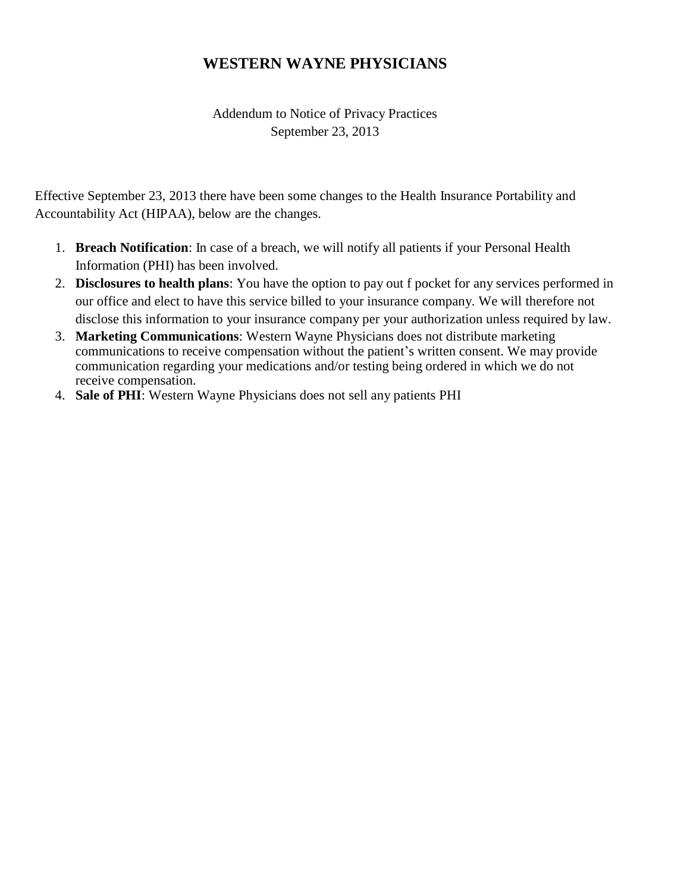# WESTERN WAYNE PHYSICIANS

Addendum to Notice of Privacy Practices
September 23, 2013

Effective September 23, 2013 there have been some changes to the Health Insurance Portability and Accountability Act (HIPAA), below are the changes.

1. **Breach Notification**: In case of a breach, we will notify all patients if your Personal Health Information (PHI) has been involved.
2. **Disclosures to health plans**: You have the option to pay out f pocket for any services performed in our office and elect to have this service billed to your insurance company. We will therefore not disclose this information to your insurance company per your authorization unless required by law.
3. **Marketing Communications**: Western Wayne Physicians does not distribute marketing communications to receive compensation without the patient's written consent. We may provide communication regarding your medications and/or testing being ordered in which we do not receive compensation.
4. **Sale of PHI**: Western Wayne Physicians does not sell any patients PHI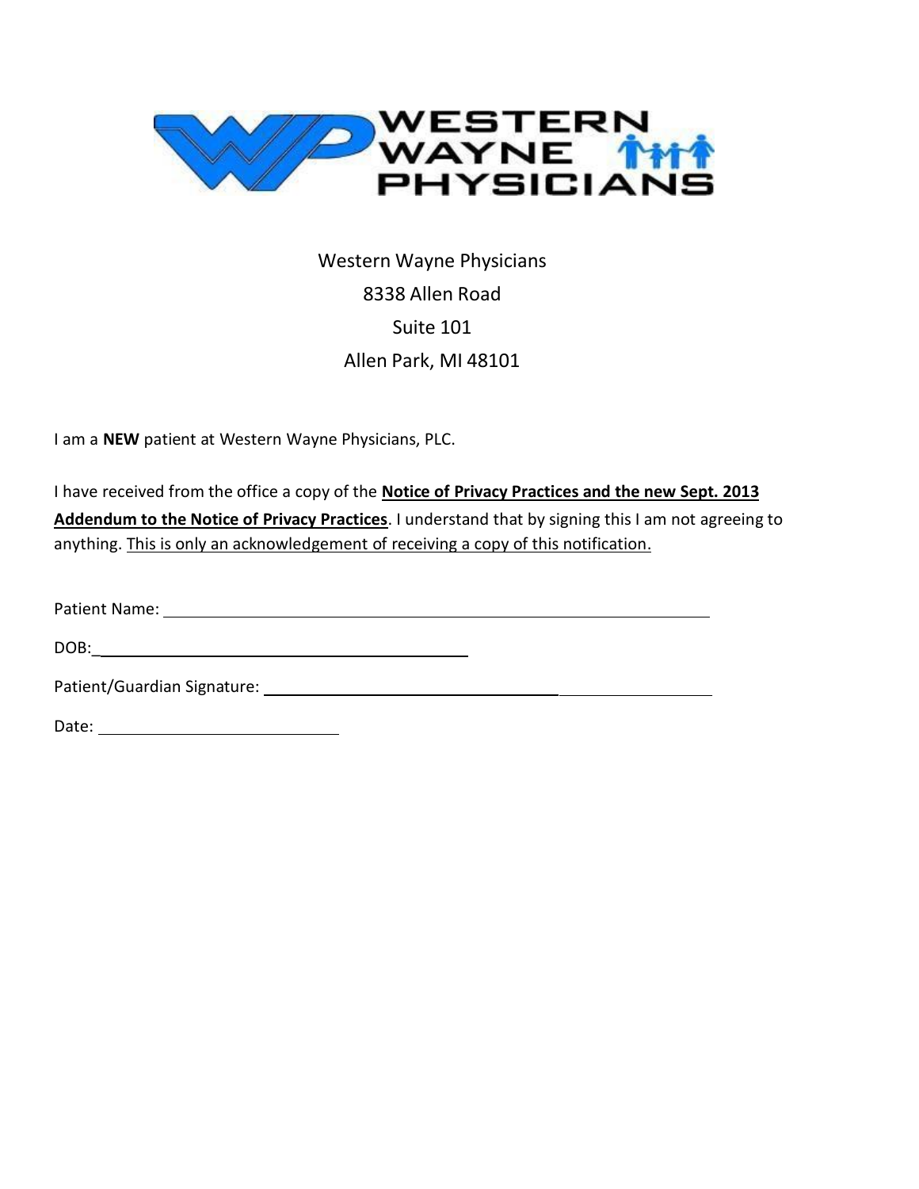WESTERN WAYNE PHYSICIANS

Western Wayne Physicians
8338 Allen Road
Suite 101
Allen Park, MI 48101

I am a **NEW** patient at Western Wayne Physicians, PLC.

I have received from the office a copy of the **Notice of Privacy Practices and the new Sept. 2013 Addendum to the Notice of Privacy Practices**. I understand that by signing this I am not agreeing to anything. This is only an acknowledgement of receiving a copy of this notification.

Patient Name: ______________________________________________

DOB: ______________________________

Patient/Guardian Signature: ______________________________________

Date: ____________________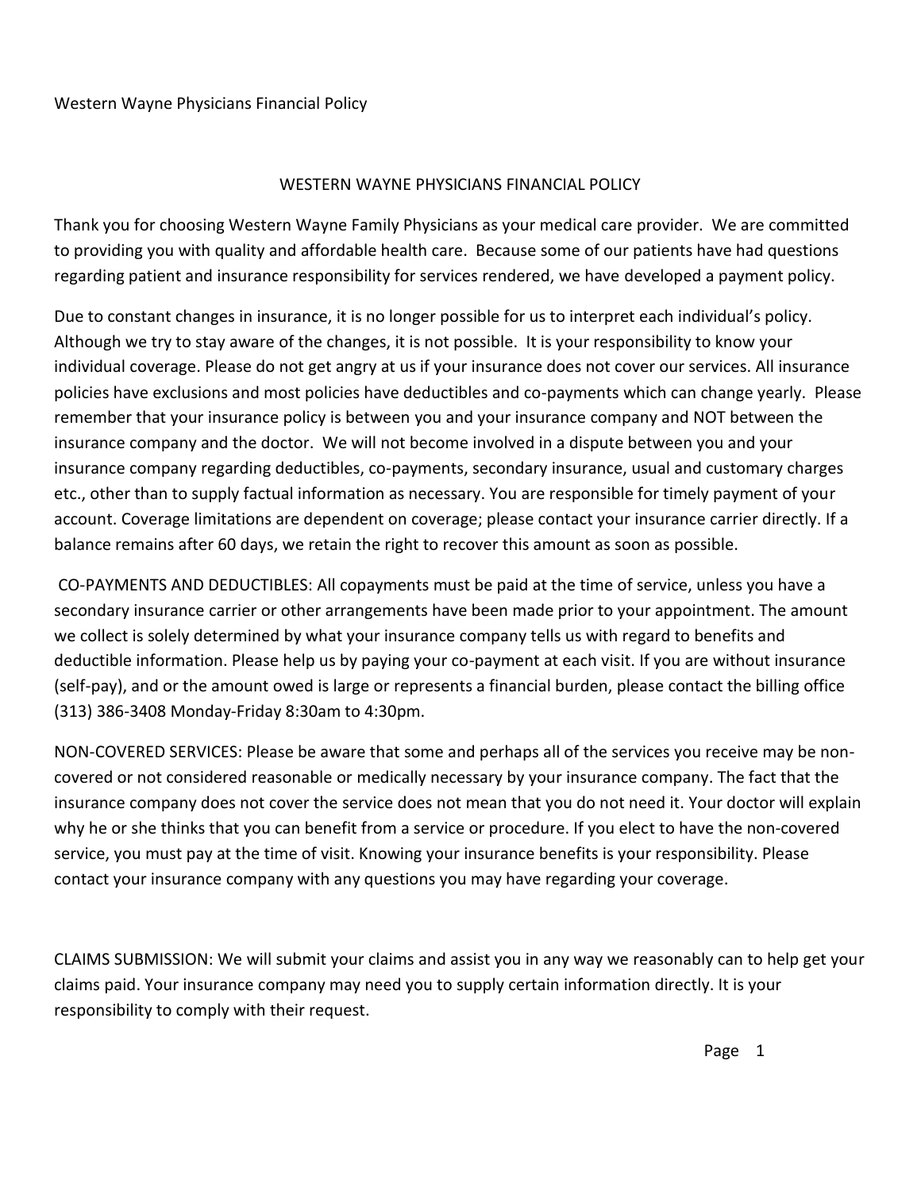Western Wayne Physicians Financial Policy

## WESTERN WAYNE PHYSICIANS FINANCIAL POLICY

Thank you for choosing Western Wayne Family Physicians as your medical care provider. We are committed to providing you with quality and affordable health care. Because some of our patients have had questions regarding patient and insurance responsibility for services rendered, we have developed a payment policy.

Due to constant changes in insurance, it is no longer possible for us to interpret each individual's policy. Although we try to stay aware of the changes, it is not possible. It is your responsibility to know your individual coverage. Please do not get angry at us if your insurance does not cover our services. All insurance policies have exclusions and most policies have deductibles and co-payments which can change yearly. Please remember that your insurance policy is between you and your insurance company and NOT between the insurance company and the doctor. We will not become involved in a dispute between you and your insurance company regarding deductibles, co-payments, secondary insurance, usual and customary charges etc., other than to supply factual information as necessary. You are responsible for timely payment of your account. Coverage limitations are dependent on coverage; please contact your insurance carrier directly. If a balance remains after 60 days, we retain the right to recover this amount as soon as possible.

CO-PAYMENTS AND DEDUCTIBLES: All copayments must be paid at the time of service, unless you have a secondary insurance carrier or other arrangements have been made prior to your appointment. The amount we collect is solely determined by what your insurance company tells us with regard to benefits and deductible information. Please help us by paying your co-payment at each visit. If you are without insurance (self-pay), and or the amount owed is large or represents a financial burden, please contact the billing office (313) 386-3408 Monday-Friday 8:30am to 4:30pm.

NON-COVERED SERVICES: Please be aware that some and perhaps all of the services you receive may be non-covered or not considered reasonable or medically necessary by your insurance company. The fact that the insurance company does not cover the service does not mean that you do not need it. Your doctor will explain why he or she thinks that you can benefit from a service or procedure. If you elect to have the non-covered service, you must pay at the time of visit. Knowing your insurance benefits is your responsibility. Please contact your insurance company with any questions you may have regarding your coverage.

CLAIMS SUBMISSION: We will submit your claims and assist you in any way we reasonably can to help get your claims paid. Your insurance company may need you to supply certain information directly. It is your responsibility to comply with their request.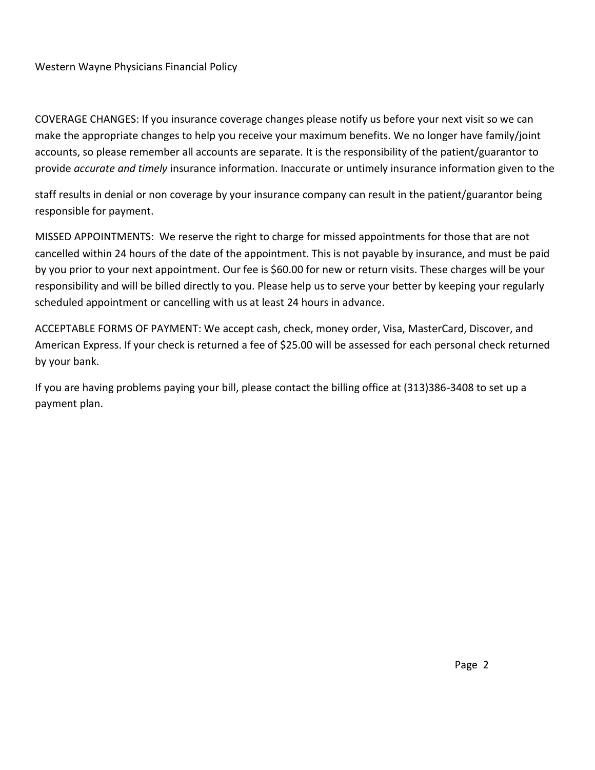Western Wayne Physicians Financial Policy

COVERAGE CHANGES: If you insurance coverage changes please notify us before your next visit so we can make the appropriate changes to help you receive your maximum benefits. We no longer have family/joint accounts, so please remember all accounts are separate. It is the responsibility of the patient/guarantor to provide *accurate and timely* insurance information. Inaccurate or untimely insurance information given to the staff results in denial or non coverage by your insurance company can result in the patient/guarantor being responsible for payment.

MISSED APPOINTMENTS: We reserve the right to charge for missed appointments for those that are not cancelled within 24 hours of the date of the appointment. This is not payable by insurance, and must be paid by you prior to your next appointment. Our fee is $60.00 for new or return visits. These charges will be your responsibility and will be billed directly to you. Please help us to serve your better by keeping your regularly scheduled appointment or cancelling with us at least 24 hours in advance.

ACCEPTABLE FORMS OF PAYMENT: We accept cash, check, money order, Visa, MasterCard, Discover, and American Express. If your check is returned a fee of $25.00 will be assessed for each personal check returned by your bank.

If you are having problems paying your bill, please contact the billing office at (313)386-3408 to set up a payment plan.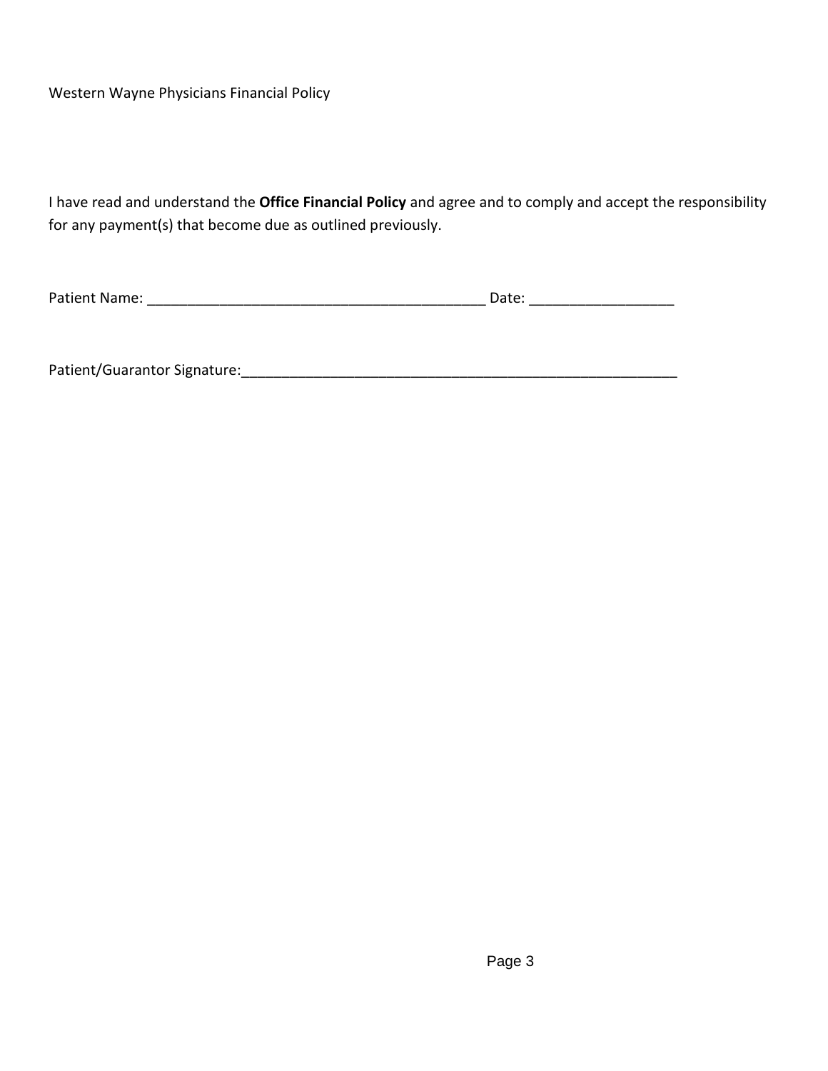Western Wayne Physicians Financial Policy

I have read and understand the **Office Financial Policy** and agree and to comply and accept the responsibility for any payment(s) that become due as outlined previously.

Patient Name: ___________________________________________ Date: __________________

Patient/Guarantor Signature:________________________________________________________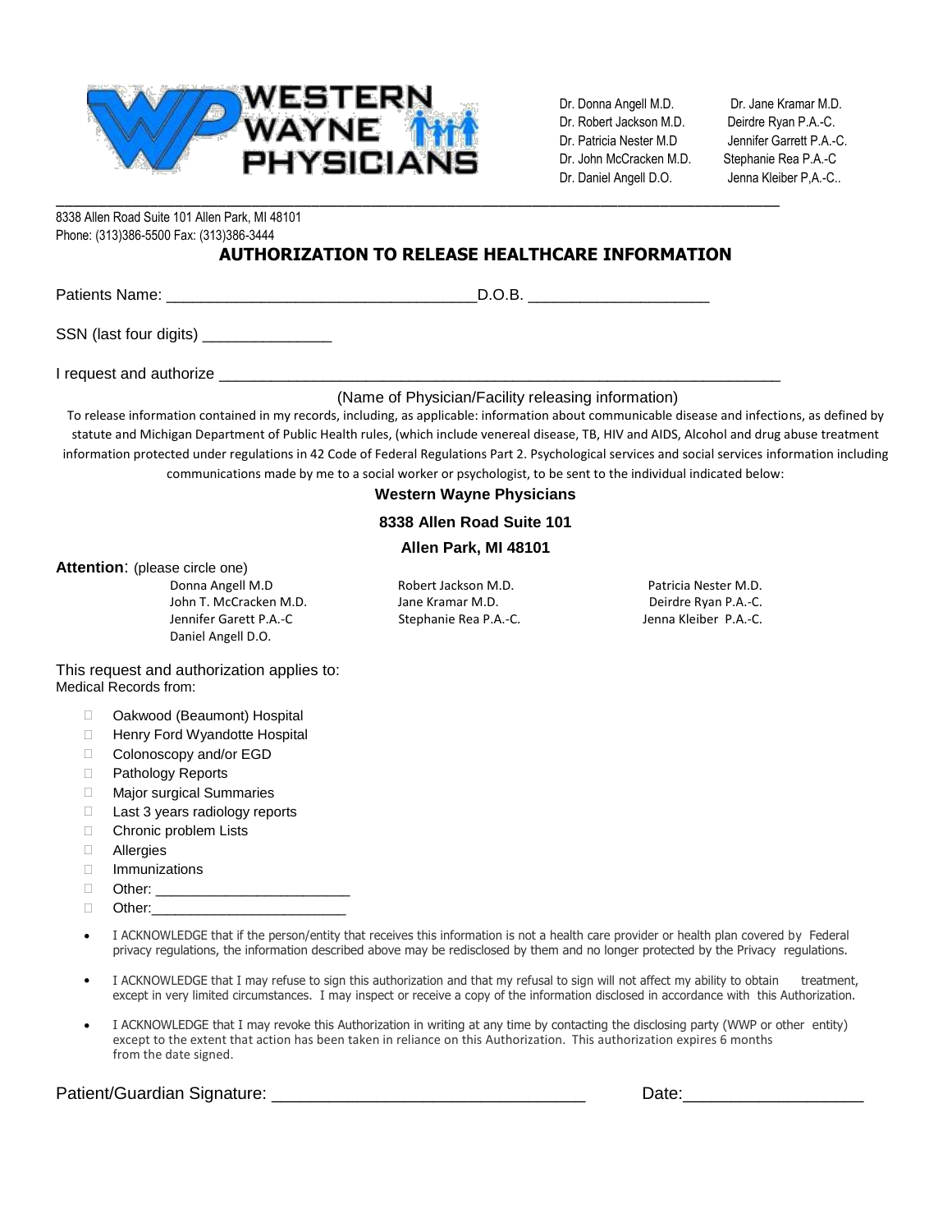**WESTERN WAYNE PHYSICIANS**

Dr. Donna Angell M.D.
Dr. Robert Jackson M.D.
Dr. Patricia Nester M.D
Dr. John McCracken M.D.
Dr. Daniel Angell D.O.

Dr. Jane Kramar M.D.
Deirdre Ryan P.A.-C.
Jennifer Garrett P.A.-C.
Stephanie Rea P.A.-C
Jenna Kleiber P,A.-C..

8338 Allen Road Suite 101 Allen Park, MI 48101
Phone: (313)386-5500 Fax: (313)386-3444

## AUTHORIZATION TO RELEASE HEALTHCARE INFORMATION

Patients Name: ___________________________________D.O.B. ____________________

SSN (last four digits) _______________

I request and authorize ______________________________________________________________

(Name of Physician/Facility releasing information)

To release information contained in my records, including, as applicable: information about communicable disease and infections, as defined by statute and Michigan Department of Public Health rules, (which include venereal disease, TB, HIV and AIDS, Alcohol and drug abuse treatment information protected under regulations in 42 Code of Federal Regulations Part 2. Psychological services and social services information including communications made by me to a social worker or psychologist, to be sent to the individual indicated below:

**Western Wayne Physicians**

**8338 Allen Road Suite 101**

**Allen Park, MI 48101**

**Attention**: (please circle one)

Donna Angell M.D
John T. McCracken M.D.
Jennifer Garett P.A.-C
Daniel Angell D.O.
Robert Jackson M.D.
Jane Kramar M.D.
Stephanie Rea P.A.-C.
Patricia Nester M.D.
Deirdre Ryan P.A.-C.
Jenna Kleiber P.A.-C.

This request and authorization applies to:
Medical Records from:

- ☐ Oakwood (Beaumont) Hospital
- ☐ Henry Ford Wyandotte Hospital
- ☐ Colonoscopy and/or EGD
- ☐ Pathology Reports
- ☐ Major surgical Summaries
- ☐ Last 3 years radiology reports
- ☐ Chronic problem Lists
- ☐ Allergies
- ☐ Immunizations
- ☐ Other: ________________________
- ☐ Other:________________________

- I ACKNOWLEDGE that if the person/entity that receives this information is not a health care provider or health plan covered by Federal privacy regulations, the information described above may be redisclosed by them and no longer protected by the Privacy regulations.
- I ACKNOWLEDGE that I may refuse to sign this authorization and that my refusal to sign will not affect my ability to obtain treatment, except in very limited circumstances. I may inspect or receive a copy of the information disclosed in accordance with this Authorization.
- I ACKNOWLEDGE that I may revoke this Authorization in writing at any time by contacting the disclosing party (WWP or other entity) except to the extent that action has been taken in reliance on this Authorization. This authorization expires 6 months from the date signed.

Patient/Guardian Signature: ________________________________ Date:__________________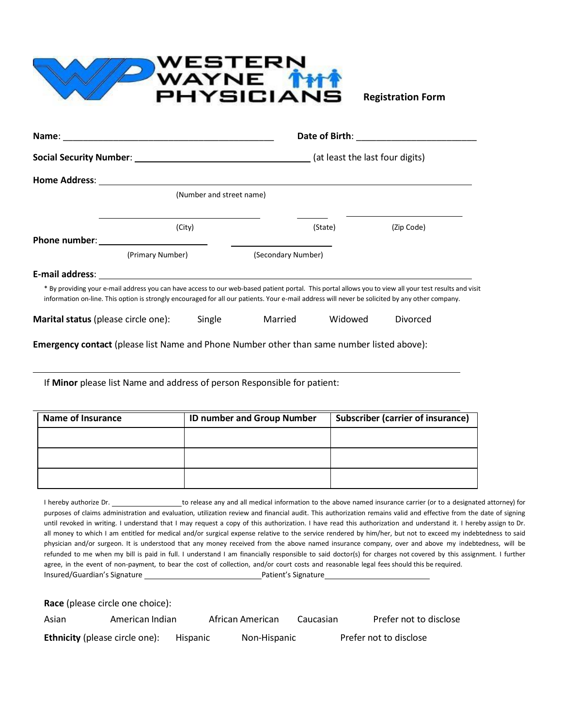# WESTERN WAYNE PHYSICIANS

## Registration Form

**Name**: ___________________________________________ **Date of Birth**: ________________________

**Social Security Number**: ____________________________________ (at least the last four digits)

**Home Address**: ____________________________________________________________________________

(Number and street name)

______________________________ ______ ______________________

(City) (State) (Zip Code)

**Phone number**: ______________________ ______________________

(Primary Number) (Secondary Number)

**E-mail address**: ____________________________________________________________________________

* By providing your e-mail address you can have access to our web-based patient portal. This portal allows you to view all your test results and visit information on-line. This option is strongly encouraged for all our patients. Your e-mail address will never be solicited by any other company.

**Marital status** (please circle one): Single Married Widowed Divorced

**Emergency contact** (please list Name and Phone Number other than same number listed above):

____________________________________________________________________________

If **Minor** please list Name and address of person Responsible for patient:

____________________________________________________________________________

| Name of Insurance | ID number and Group Number | Subscriber (carrier of insurance) |
|---|---|---|
| | | |
| | | |
| | | |

I hereby authorize Dr. __________________ to release any and all medical information to the above named insurance carrier (or to a designated attorney) for purposes of claims administration and evaluation, utilization review and financial audit. This authorization remains valid and effective from the date of signing until revoked in writing. I understand that I may request a copy of this authorization. I have read this authorization and understand it. I hereby assign to Dr. all money to which I am entitled for medical and/or surgical expense relative to the service rendered by him/her, but not to exceed my indebtedness to said physician and/or surgeon. It is understood that any money received from the above named insurance company, over and above my indebtedness, will be refunded to me when my bill is paid in full. I understand I am financially responsible to said doctor(s) for charges not covered by this assignment. I further agree, in the event of non-payment, to bear the cost of collection, and/or court costs and reasonable legal fees should this be required.

Insured/Guardian's Signature ____________________________ Patient's Signature _________________________

**Race** (please circle one choice):

Asian American Indian African American Caucasian Prefer not to disclose

**Ethnicity** (please circle one): Hispanic Non-Hispanic Prefer not to disclose